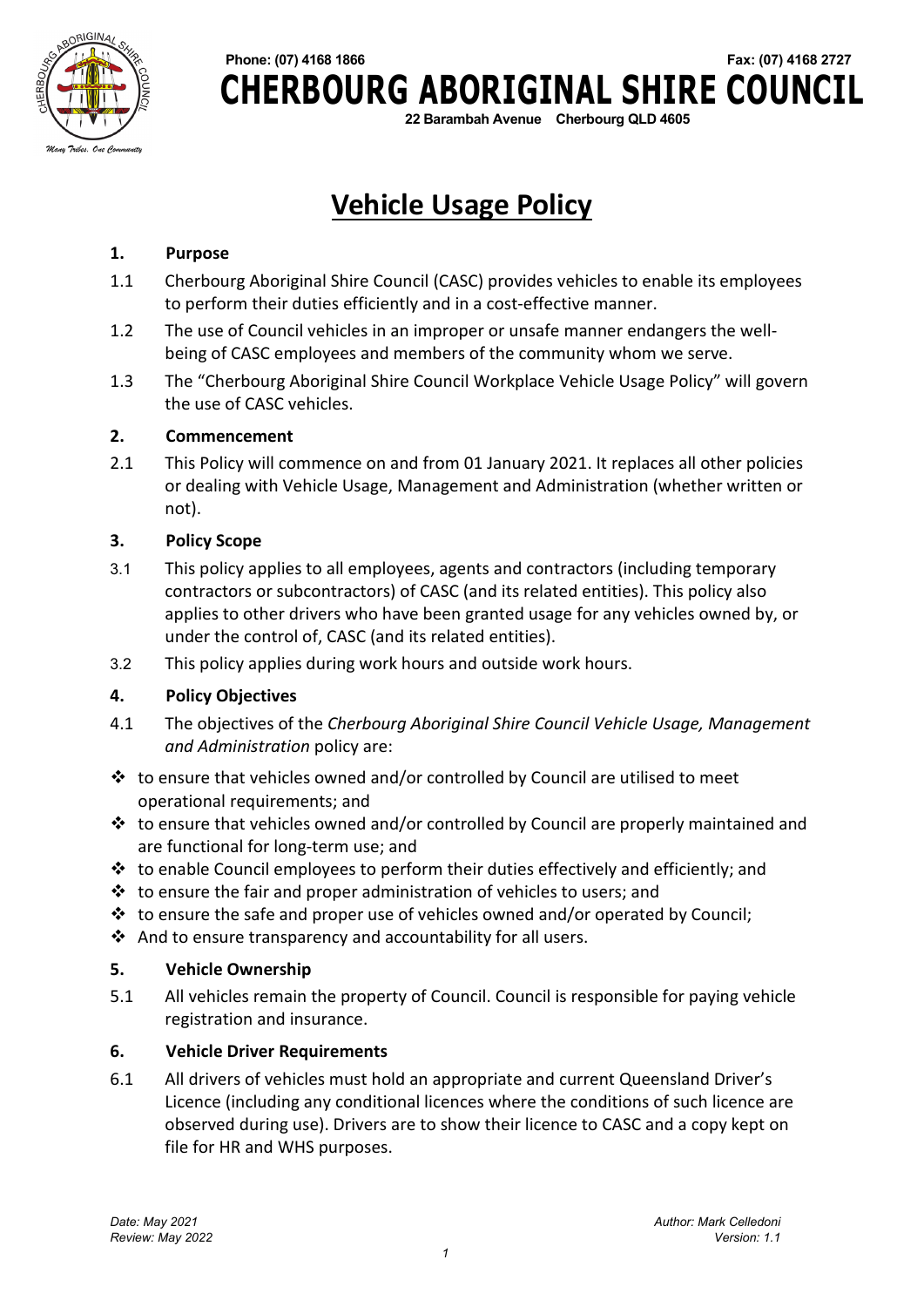Phone: (07) 4168 1866 Fax: (07) 4168 2727

**CHERBOURG ABORIGINAL SHIRE COUNCIL**

22 Barambah Avenue Cherbourg QLD 4605

# Vehicle Usage Policy

## 1. Purpose

1.1 Cherbourg Aboriginal Shire Council (CASC) provides vehicles to enable its employees to perform their duties efficiently and in a cost-effective manner.

1.2 The use of Council vehicles in an improper or unsafe manner endangers the well-being of CASC employees and members of the community whom we serve.

1.3 The "Cherbourg Aboriginal Shire Council Workplace Vehicle Usage Policy" will govern the use of CASC vehicles.

## 2. Commencement

2.1 This Policy will commence on and from 01 January 2021. It replaces all other policies or dealing with Vehicle Usage, Management and Administration (whether written or not).

## 3. Policy Scope

3.1 This policy applies to all employees, agents and contractors (including temporary contractors or subcontractors) of CASC (and its related entities). This policy also applies to other drivers who have been granted usage for any vehicles owned by, or under the control of, CASC (and its related entities).

3.2 This policy applies during work hours and outside work hours.

## 4. Policy Objectives

4.1 The objectives of the *Cherbourg Aboriginal Shire Council Vehicle Usage, Management and Administration* policy are:

- to ensure that vehicles owned and/or controlled by Council are utilised to meet operational requirements; and
- to ensure that vehicles owned and/or controlled by Council are properly maintained and are functional for long-term use; and
- to enable Council employees to perform their duties effectively and efficiently; and
- to ensure the fair and proper administration of vehicles to users; and
- to ensure the safe and proper use of vehicles owned and/or operated by Council;
- And to ensure transparency and accountability for all users.

## 5. Vehicle Ownership

5.1 All vehicles remain the property of Council. Council is responsible for paying vehicle registration and insurance.

## 6. Vehicle Driver Requirements

6.1 All drivers of vehicles must hold an appropriate and current Queensland Driver's Licence (including any conditional licences where the conditions of such licence are observed during use). Drivers are to show their licence to CASC and a copy kept on file for HR and WHS purposes.

*Date: May 2021*
*Review: May 2022*

*Author: Mark Celledoni*
*Version: 1.1*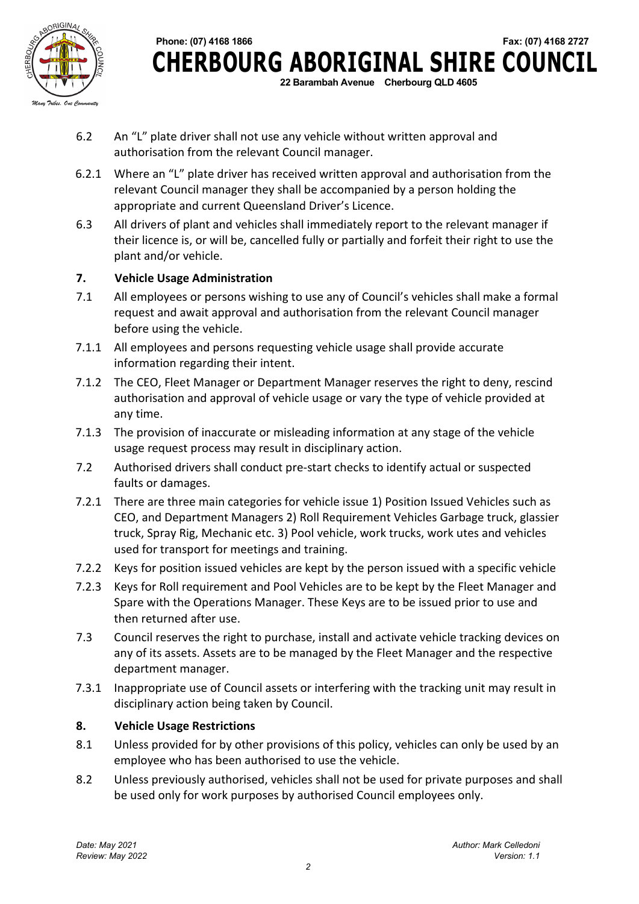6.2 An "L" plate driver shall not use any vehicle without written approval and authorisation from the relevant Council manager.

6.2.1 Where an "L" plate driver has received written approval and authorisation from the relevant Council manager they shall be accompanied by a person holding the appropriate and current Queensland Driver's Licence.

6.3 All drivers of plant and vehicles shall immediately report to the relevant manager if their licence is, or will be, cancelled fully or partially and forfeit their right to use the plant and/or vehicle.

## 7. Vehicle Usage Administration

7.1 All employees or persons wishing to use any of Council's vehicles shall make a formal request and await approval and authorisation from the relevant Council manager before using the vehicle.

7.1.1 All employees and persons requesting vehicle usage shall provide accurate information regarding their intent.

7.1.2 The CEO, Fleet Manager or Department Manager reserves the right to deny, rescind authorisation and approval of vehicle usage or vary the type of vehicle provided at any time.

7.1.3 The provision of inaccurate or misleading information at any stage of the vehicle usage request process may result in disciplinary action.

7.2 Authorised drivers shall conduct pre-start checks to identify actual or suspected faults or damages.

7.2.1 There are three main categories for vehicle issue 1) Position Issued Vehicles such as CEO, and Department Managers 2) Roll Requirement Vehicles Garbage truck, glassier truck, Spray Rig, Mechanic etc. 3) Pool vehicle, work trucks, work utes and vehicles used for transport for meetings and training.

7.2.2 Keys for position issued vehicles are kept by the person issued with a specific vehicle

7.2.3 Keys for Roll requirement and Pool Vehicles are to be kept by the Fleet Manager and Spare with the Operations Manager. These Keys are to be issued prior to use and then returned after use.

7.3 Council reserves the right to purchase, install and activate vehicle tracking devices on any of its assets. Assets are to be managed by the Fleet Manager and the respective department manager.

7.3.1 Inappropriate use of Council assets or interfering with the tracking unit may result in disciplinary action being taken by Council.

## 8. Vehicle Usage Restrictions

8.1 Unless provided for by other provisions of this policy, vehicles can only be used by an employee who has been authorised to use the vehicle.

8.2 Unless previously authorised, vehicles shall not be used for private purposes and shall be used only for work purposes by authorised Council employees only.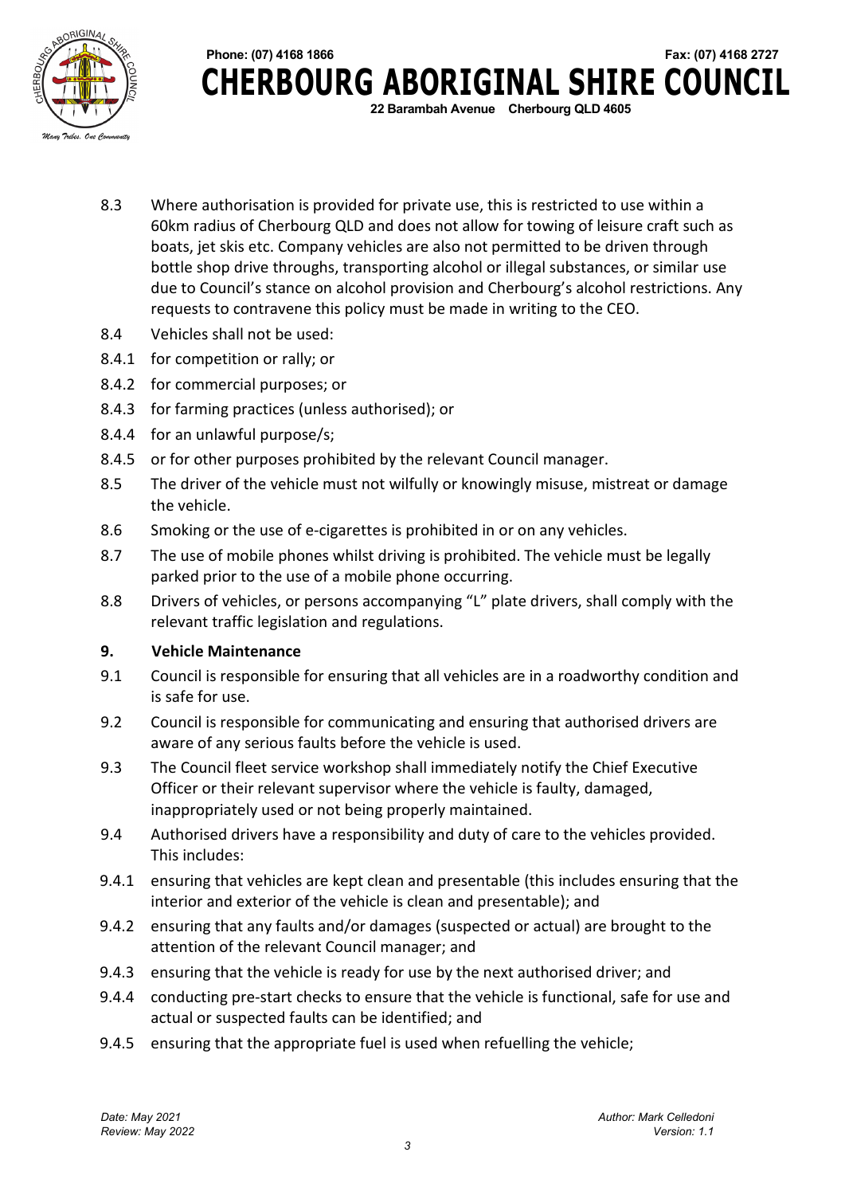8.3 Where authorisation is provided for private use, this is restricted to use within a 60km radius of Cherbourg QLD and does not allow for towing of leisure craft such as boats, jet skis etc. Company vehicles are also not permitted to be driven through bottle shop drive throughs, transporting alcohol or illegal substances, or similar use due to Council's stance on alcohol provision and Cherbourg's alcohol restrictions. Any requests to contravene this policy must be made in writing to the CEO.

8.4 Vehicles shall not be used:

8.4.1 for competition or rally; or

8.4.2 for commercial purposes; or

8.4.3 for farming practices (unless authorised); or

8.4.4 for an unlawful purpose/s;

8.4.5 or for other purposes prohibited by the relevant Council manager.

8.5 The driver of the vehicle must not wilfully or knowingly misuse, mistreat or damage the vehicle.

8.6 Smoking or the use of e-cigarettes is prohibited in or on any vehicles.

8.7 The use of mobile phones whilst driving is prohibited. The vehicle must be legally parked prior to the use of a mobile phone occurring.

8.8 Drivers of vehicles, or persons accompanying "L" plate drivers, shall comply with the relevant traffic legislation and regulations.

**9. Vehicle Maintenance**

9.1 Council is responsible for ensuring that all vehicles are in a roadworthy condition and is safe for use.

9.2 Council is responsible for communicating and ensuring that authorised drivers are aware of any serious faults before the vehicle is used.

9.3 The Council fleet service workshop shall immediately notify the Chief Executive Officer or their relevant supervisor where the vehicle is faulty, damaged, inappropriately used or not being properly maintained.

9.4 Authorised drivers have a responsibility and duty of care to the vehicles provided. This includes:

9.4.1 ensuring that vehicles are kept clean and presentable (this includes ensuring that the interior and exterior of the vehicle is clean and presentable); and

9.4.2 ensuring that any faults and/or damages (suspected or actual) are brought to the attention of the relevant Council manager; and

9.4.3 ensuring that the vehicle is ready for use by the next authorised driver; and

9.4.4 conducting pre-start checks to ensure that the vehicle is functional, safe for use and actual or suspected faults can be identified; and

9.4.5 ensuring that the appropriate fuel is used when refuelling the vehicle;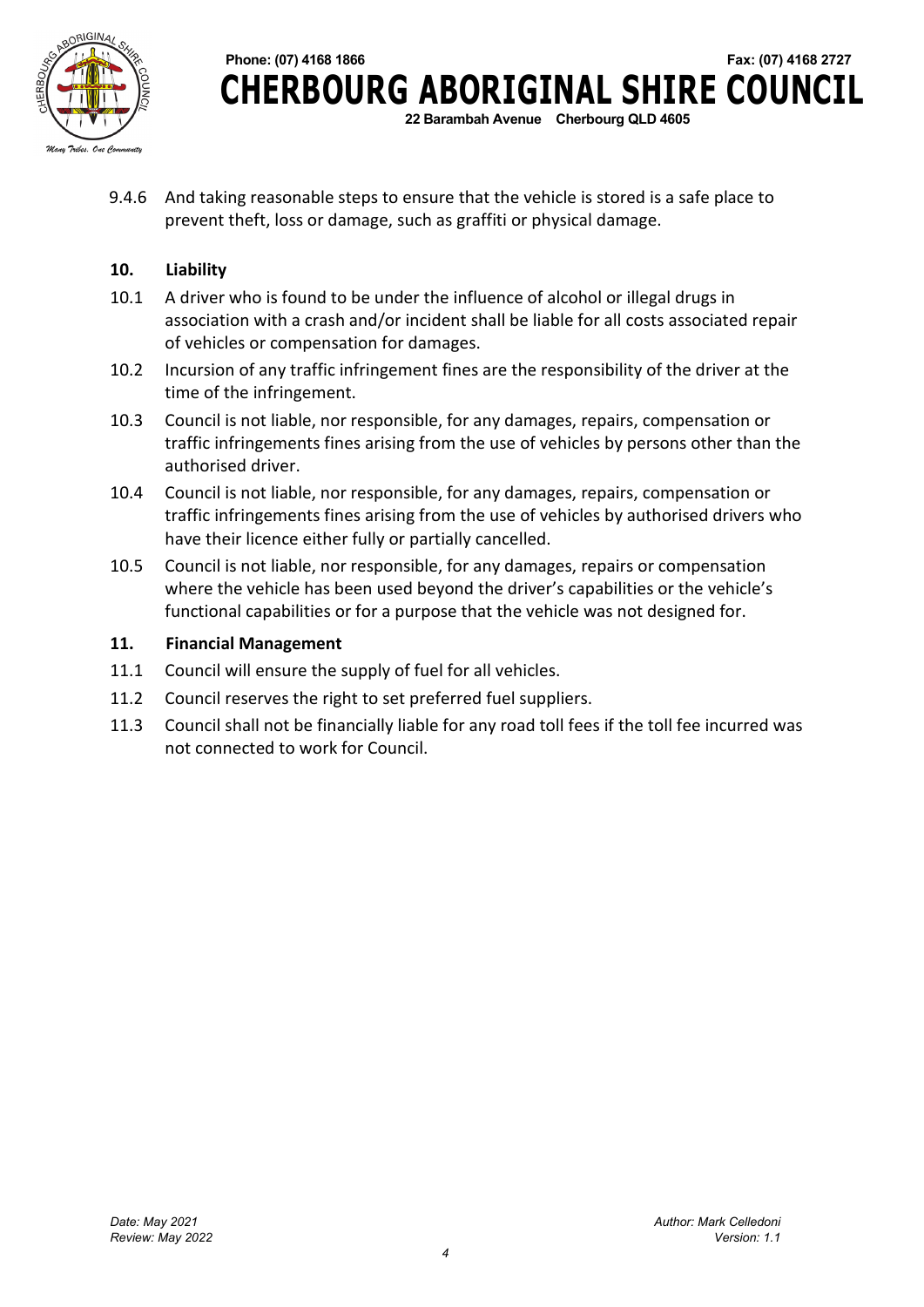9.4.6 And taking reasonable steps to ensure that the vehicle is stored is a safe place to prevent theft, loss or damage, such as graffiti or physical damage.

## 10. Liability

10.1 A driver who is found to be under the influence of alcohol or illegal drugs in association with a crash and/or incident shall be liable for all costs associated repair of vehicles or compensation for damages.

10.2 Incursion of any traffic infringement fines are the responsibility of the driver at the time of the infringement.

10.3 Council is not liable, nor responsible, for any damages, repairs, compensation or traffic infringements fines arising from the use of vehicles by persons other than the authorised driver.

10.4 Council is not liable, nor responsible, for any damages, repairs, compensation or traffic infringements fines arising from the use of vehicles by authorised drivers who have their licence either fully or partially cancelled.

10.5 Council is not liable, nor responsible, for any damages, repairs or compensation where the vehicle has been used beyond the driver's capabilities or the vehicle's functional capabilities or for a purpose that the vehicle was not designed for.

## 11. Financial Management

11.1 Council will ensure the supply of fuel for all vehicles.

11.2 Council reserves the right to set preferred fuel suppliers.

11.3 Council shall not be financially liable for any road toll fees if the toll fee incurred was not connected to work for Council.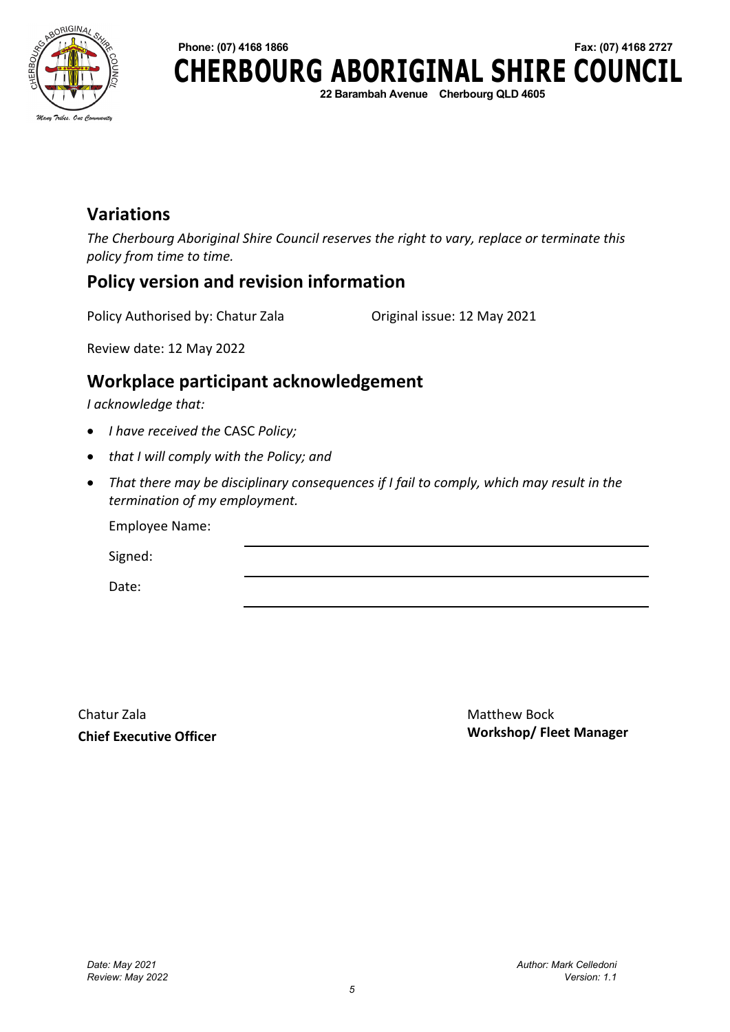## Variations

*The Cherbourg Aboriginal Shire Council reserves the right to vary, replace or terminate this policy from time to time.*

## Policy version and revision information

Policy Authorised by: Chatur Zala

Original issue: 12 May 2021

Review date: 12 May 2022

## Workplace participant acknowledgement

*I acknowledge that:*

- *I have received the* CASC *Policy;*
- *that I will comply with the Policy; and*
- *That there may be disciplinary consequences if I fail to comply, which may result in the termination of my employment.*

Employee Name: \_\_\_\_\_\_\_\_\_\_\_\_\_\_\_\_\_\_\_\_\_\_\_\_\_\_\_\_

Signed: \_\_\_\_\_\_\_\_\_\_\_\_\_\_\_\_\_\_\_\_\_\_\_\_\_\_\_\_

Date: \_\_\_\_\_\_\_\_\_\_\_\_\_\_\_\_\_\_\_\_\_\_\_\_\_\_\_\_

Chatur Zala
**Chief Executive Officer**

Matthew Bock
**Workshop/ Fleet Manager**